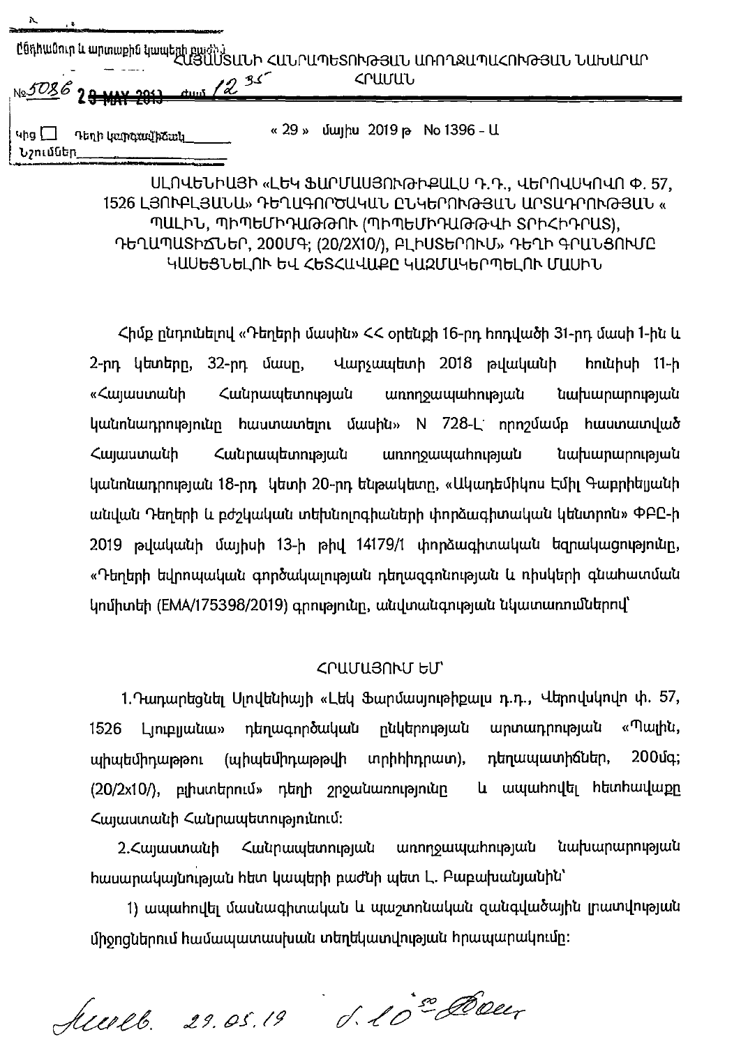Ծճիաձուր և արտաքին կապերի բաժին

№5036 29 MAY 2019 ժամ 12 35

Կից ☐ Դեղի կարգավիճակ\_\_\_\_\_\_

Նշումներ\_\_\_\_\_\_

ՀԱՅԱՍՏԱՆԻ ՀԱՆՐԱՊԵՏՈՒԹՅԱՆ ԱՌՈՂՋԱՊԱՀՈՒԹՅԱՆ ՆԱԽԱՐԱՐ

ՀՐԱՄԱՆ

« 29 » մայիս 2019 թ No 1396 - Ա

## ՍԼՈՎԵՆԻԱՅԻ «ԼԵԿ ՖԱՐՄԱՍՅՈՒԹԻՔԱԼՍ Դ.Դ., ՎԵՐՈՎՍԿՈՎՈ Փ. 57, 1526 ԼՅՈՒԲԼՅԱՆԱ» ԴԵՂԱԳՈՐԾԱԿԱՆ ԸՆԿԵՐՈՒԹՅԱՆ ԱՐՏԱԴՐՈՒԹՅԱՆ « ՊԱԼԻՆ, ՊԻՊԵՄԻԴԱԹԹՈՒ (ՊԻՊԵՄԻԴԱԹԹՎԻ ՏՐԻՀԻԴՐԱՏ), ԴԵՂԱՊԱՏԻՃՆԵՐ, 200ՄԳ; (20/2X10/), ԲԼԻՍՏԵՐՈՒՄ» ԴԵՂԻ ԳՐԱՆՑՈՒՄԸ ԿԱՍԵՑՆԵԼՈՒ ԵՎ ՀԵՏՀԱՎԱՔԸ ԿԱԶՄԱԿԵՐՊԵԼՈՒ ՄԱՍԻՆ

Հիմք ընդունելով «Դեղերի մասին» ՀՀ օրենքի 16-րդ հոդվածի 31-րդ մասի 1-ին և 2-րդ կետերը, 32-րդ մասը, Վարչապետի 2018 թվականի հունիսի 11-ի «Հայաստանի Հանրապետության առողջապահության նախարարության կանոնադրությունը հաստատելու մասին» N 728-Լ որոշմամբ հաստատված Հայաստանի Հանրապետության առողջապահության նախարարության կանոնադրության 18-րդ կետի 20-րդ ենթակետը, «Ակադեմիկոս Էմիլ Գաբրիելյանի անվան Դեղերի և բժշկական տեխնոլոգիաների փորձագիտական կենտրոն» ՓԲԸ-ի 2019 թվականի մայիսի 13-ի թիվ 14179/1 փորձագիտական եզրակացությունը, «Դեղերի եվրոպական գործակալության դեղազգոնության և ռիսկերի գնահատման կոմիտեի (EMA/175398/2019) գրությունը, անվտանգության նկատառումներով՝

### ՀՐԱՄԱՅՈՒՄ ԵՄ՝

1.Դադարեցնել Սլովենիայի «Լեկ Ֆարմասյութիքալս դ.դ., Վերովսկովո փ. 57, 1526 Լյուբլյանա» դեղագործական ընկերության արտադրության «Պալին, պիպեմիդաթթու (պիպեմիդաթթվի տրիհիդրատ), դեղապատիճներ, 200մգ; (20/2x10/), բլիստերում» դեղի շրջանառությունը և ապահովել հետհավաքը Հայաստանի Հանրապետությունում:

2.Հայաստանի Հանրապետության առողջապահության նախարարության հասարակայնության հետ կապերի բաժնի պետ Լ. Բաբախանյանին՝

1) ապահովել մասնագիտական և պաշտոնական զանգվածային լրատվության միջոցներում համապատասխան տեղեկատվության հրապարակումը:

Հուլ. 29.05.19 ժ. 10՛՛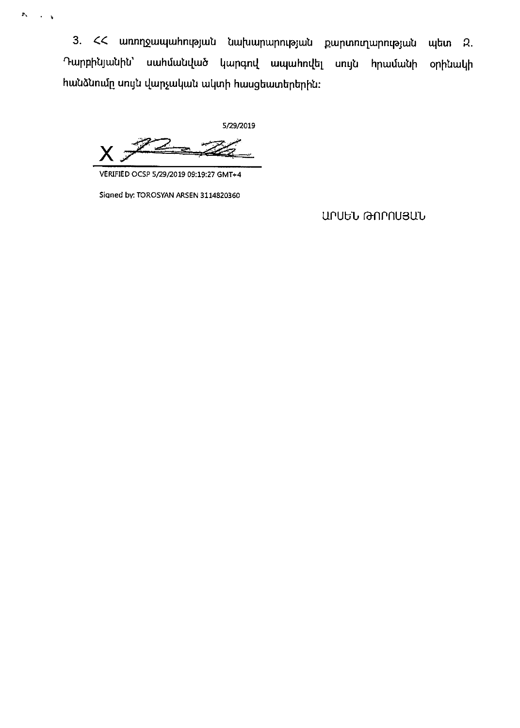3. ՀՀ առողջապահության նախարարության քարտուղարության պետ Զ. Դարբինյանին՝ սահմանված կարգով ապահովել սույն հրամանի օրինակի հանձնումը սույն վարչական ակտի հասցեատերերին:

5/29/2019

X

VERIFIED OCSP 5/29/2019 09:19:27 GMT+4

Signed by: TOROSYAN ARSEN 3114820360

ԱՐՍԵՆ ԹՈՐՈՍՅԱՆ